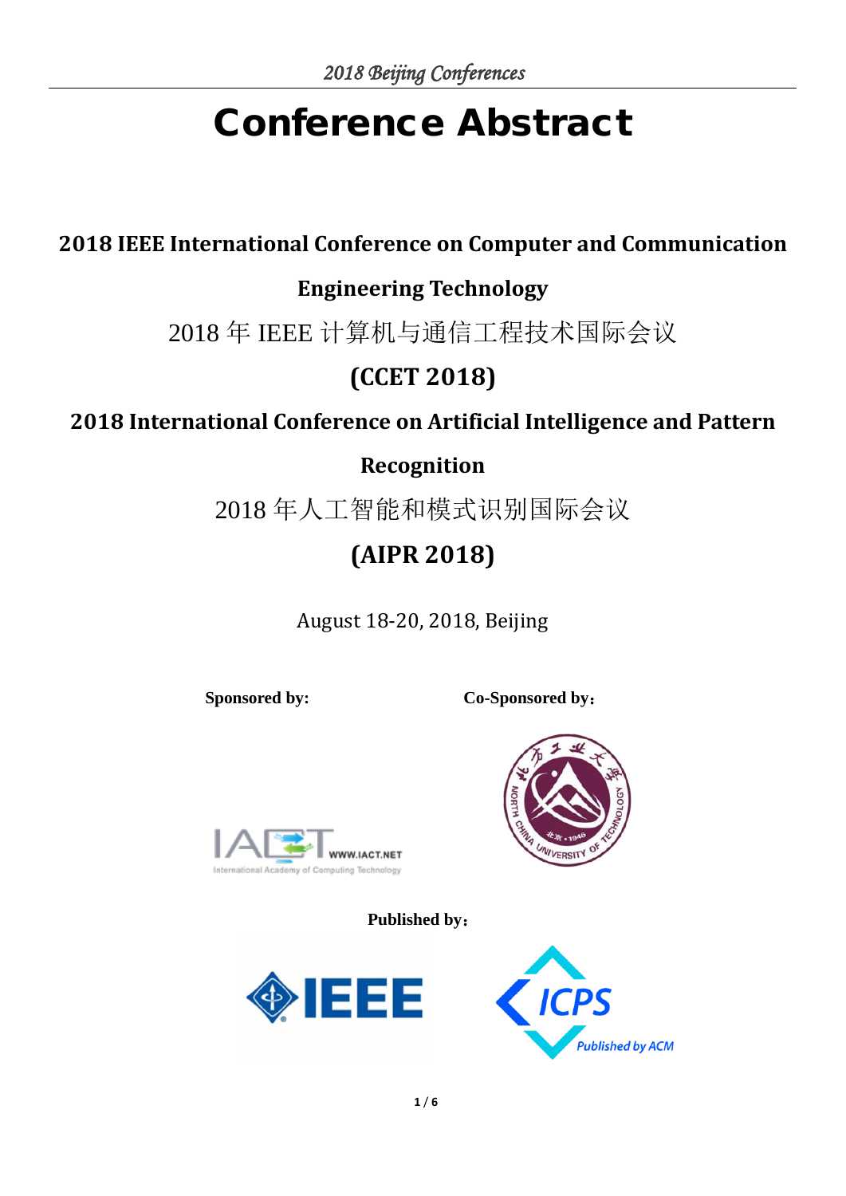# Conference Abstract

## 2018 IEEE International Conference on Computer and Communication Engineering Technology

2018 年 IEEE 计算机与通信工程技术国际会议

## (CCET 2018)

## 2018 International Conference on Artificial Intelligence and Pattern Recognition

2018 年人工智能和模式识别国际会议

## (AIPR 2018)

August 18-20, 2018, Beijing

**Sponsored by:**

**Co-Sponsored by：**

**Published by：**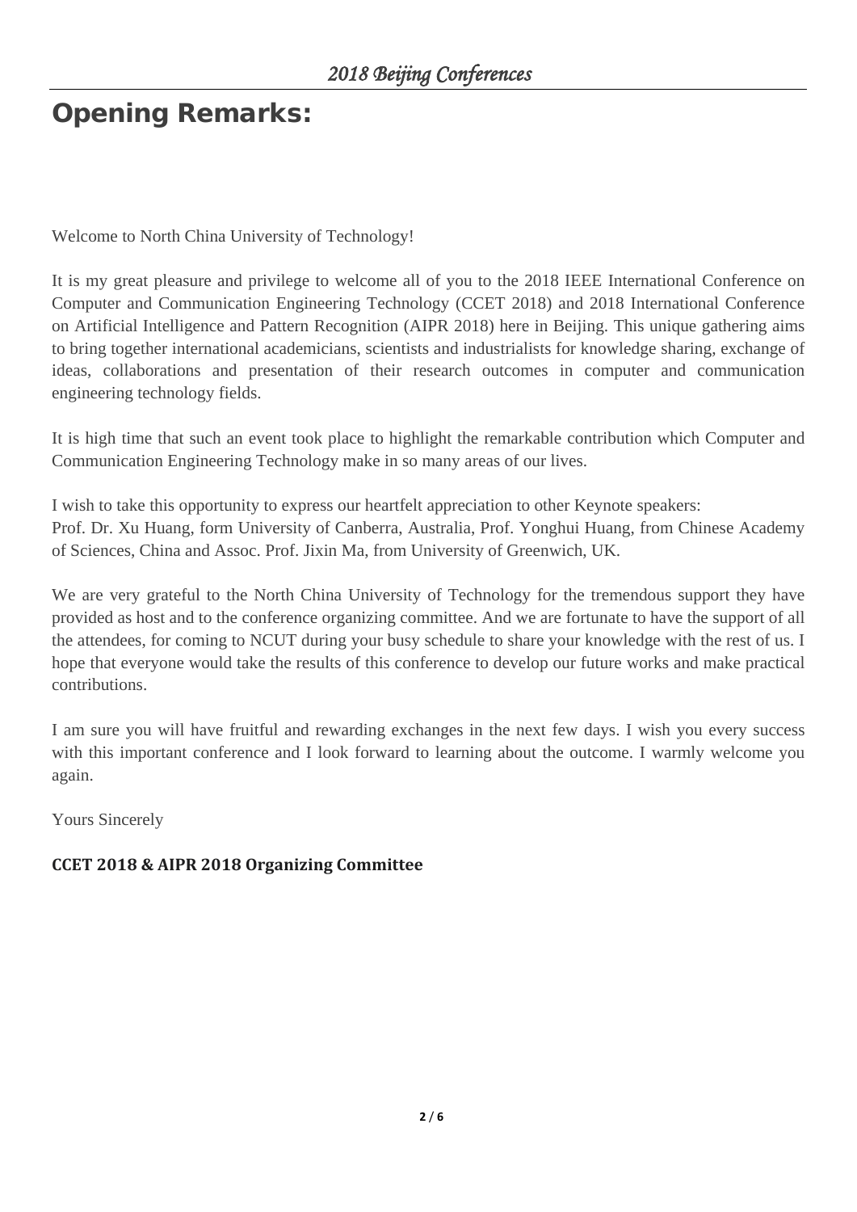# Opening Remarks:

Welcome to North China University of Technology!

It is my great pleasure and privilege to welcome all of you to the 2018 IEEE International Conference on Computer and Communication Engineering Technology (CCET 2018) and 2018 International Conference on Artificial Intelligence and Pattern Recognition (AIPR 2018) here in Beijing. This unique gathering aims to bring together international academicians, scientists and industrialists for knowledge sharing, exchange of ideas, collaborations and presentation of their research outcomes in computer and communication engineering technology fields.

It is high time that such an event took place to highlight the remarkable contribution which Computer and Communication Engineering Technology make in so many areas of our lives.

I wish to take this opportunity to express our heartfelt appreciation to other Keynote speakers:
Prof. Dr. Xu Huang, form University of Canberra, Australia, Prof. Yonghui Huang, from Chinese Academy of Sciences, China and Assoc. Prof. Jixin Ma, from University of Greenwich, UK.

We are very grateful to the North China University of Technology for the tremendous support they have provided as host and to the conference organizing committee. And we are fortunate to have the support of all the attendees, for coming to NCUT during your busy schedule to share your knowledge with the rest of us. I hope that everyone would take the results of this conference to develop our future works and make practical contributions.

I am sure you will have fruitful and rewarding exchanges in the next few days. I wish you every success with this important conference and I look forward to learning about the outcome. I warmly welcome you again.

Yours Sincerely

**CCET 2018 & AIPR 2018 Organizing Committee**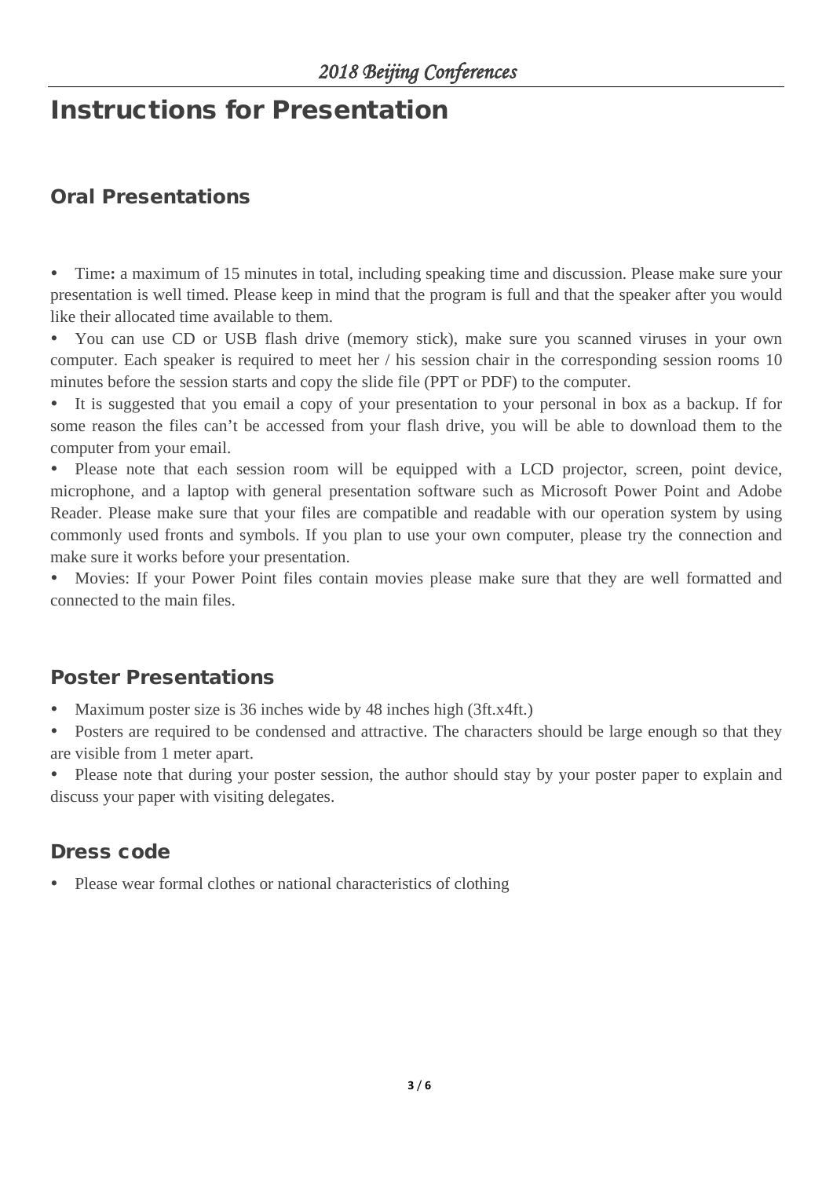# Instructions for Presentation

## Oral Presentations

- Time**:** a maximum of 15 minutes in total, including speaking time and discussion. Please make sure your presentation is well timed. Please keep in mind that the program is full and that the speaker after you would like their allocated time available to them.
- You can use CD or USB flash drive (memory stick), make sure you scanned viruses in your own computer. Each speaker is required to meet her / his session chair in the corresponding session rooms 10 minutes before the session starts and copy the slide file (PPT or PDF) to the computer.
- It is suggested that you email a copy of your presentation to your personal in box as a backup. If for some reason the files can't be accessed from your flash drive, you will be able to download them to the computer from your email.
- Please note that each session room will be equipped with a LCD projector, screen, point device, microphone, and a laptop with general presentation software such as Microsoft Power Point and Adobe Reader. Please make sure that your files are compatible and readable with our operation system by using commonly used fronts and symbols. If you plan to use your own computer, please try the connection and make sure it works before your presentation.
- Movies: If your Power Point files contain movies please make sure that they are well formatted and connected to the main files.

## Poster Presentations

- Maximum poster size is 36 inches wide by 48 inches high (3ft.x4ft.)
- Posters are required to be condensed and attractive. The characters should be large enough so that they are visible from 1 meter apart.
- Please note that during your poster session, the author should stay by your poster paper to explain and discuss your paper with visiting delegates.

## Dress code

- Please wear formal clothes or national characteristics of clothing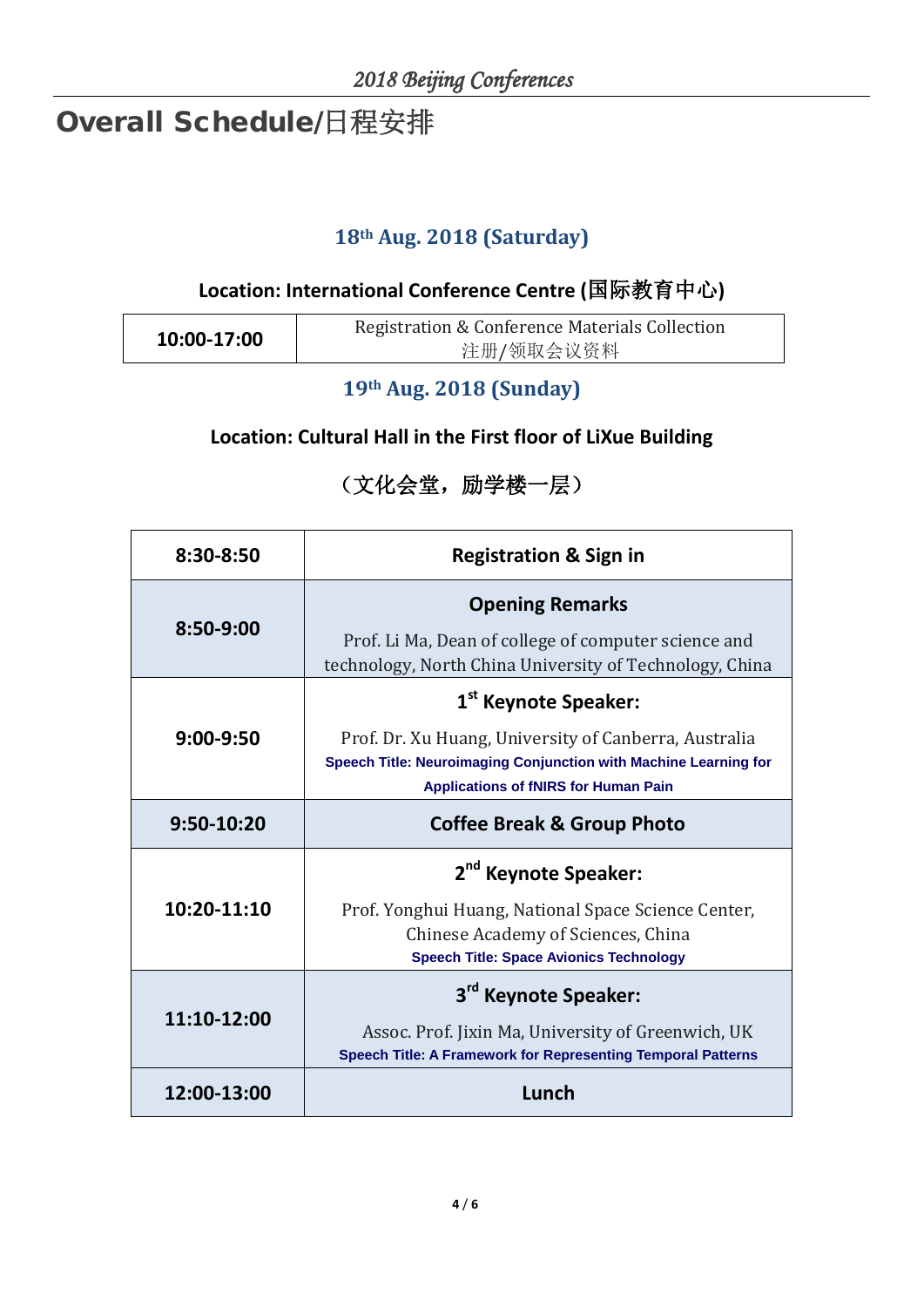# Overall Schedule/日程安排

## 18th Aug. 2018 (Saturday)

### Location: International Conference Centre (国际教育中心)

| 10:00-17:00 | Registration & Conference Materials Collection<br>注册/领取会议资料 |
|---|---|

## 19th Aug. 2018 (Sunday)

### Location: Cultural Hall in the First floor of LiXue Building

### （文化会堂，励学楼一层）

| 8:30-8:50 | **Registration & Sign in** |
|---|---|
| 8:50-9:00 | **Opening Remarks**<br>Prof. Li Ma, Dean of college of computer science and technology, North China University of Technology, China |
| 9:00-9:50 | **1st Keynote Speaker:**<br>Prof. Dr. Xu Huang, University of Canberra, Australia<br>**Speech Title: Neuroimaging Conjunction with Machine Learning for Applications of fNIRS for Human Pain** |
| 9:50-10:20 | **Coffee Break & Group Photo** |
| 10:20-11:10 | **2nd Keynote Speaker:**<br>Prof. Yonghui Huang, National Space Science Center, Chinese Academy of Sciences, China<br>**Speech Title: Space Avionics Technology** |
| 11:10-12:00 | **3rd Keynote Speaker:**<br>Assoc. Prof. Jixin Ma, University of Greenwich, UK<br>**Speech Title: A Framework for Representing Temporal Patterns** |
| 12:00-13:00 | **Lunch** |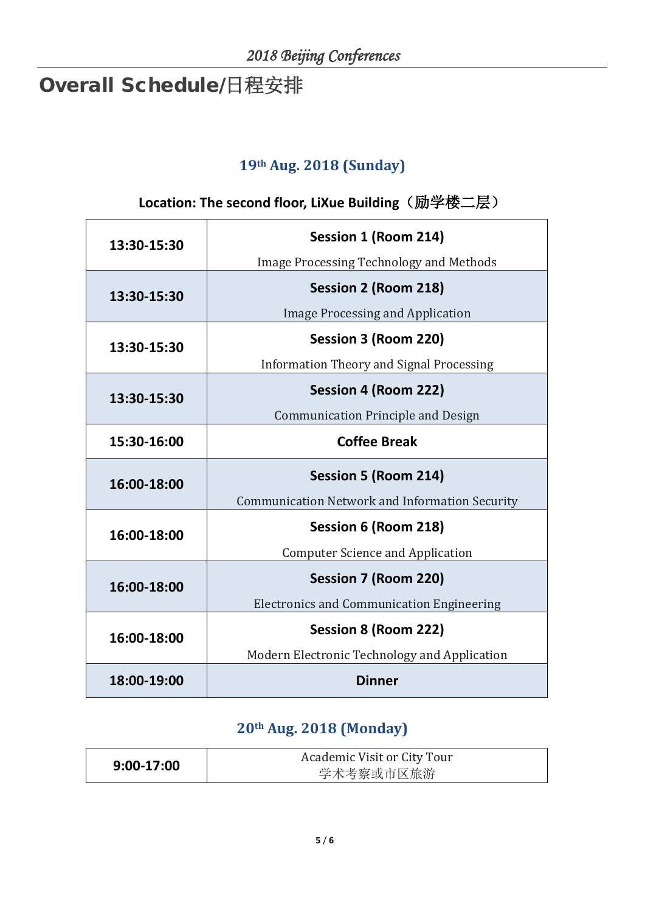# Overall Schedule/日程安排

### 19th Aug. 2018 (Sunday)

**Location: The second floor, LiXue Building（励学楼二层）**

| Time | Session |
|---|---|
| **13:30-15:30** | **Session 1 (Room 214)**<br>Image Processing Technology and Methods |
| **13:30-15:30** | **Session 2 (Room 218)**<br>Image Processing and Application |
| **13:30-15:30** | **Session 3 (Room 220)**<br>Information Theory and Signal Processing |
| **13:30-15:30** | **Session 4 (Room 222)**<br>Communication Principle and Design |
| **15:30-16:00** | **Coffee Break** |
| **16:00-18:00** | **Session 5 (Room 214)**<br>Communication Network and Information Security |
| **16:00-18:00** | **Session 6 (Room 218)**<br>Computer Science and Application |
| **16:00-18:00** | **Session 7 (Room 220)**<br>Electronics and Communication Engineering |
| **16:00-18:00** | **Session 8 (Room 222)**<br>Modern Electronic Technology and Application |
| **18:00-19:00** | **Dinner** |

### 20th Aug. 2018 (Monday)

| Time | Activity |
|---|---|
| **9:00-17:00** | Academic Visit or City Tour<br>学术考察或市区旅游 |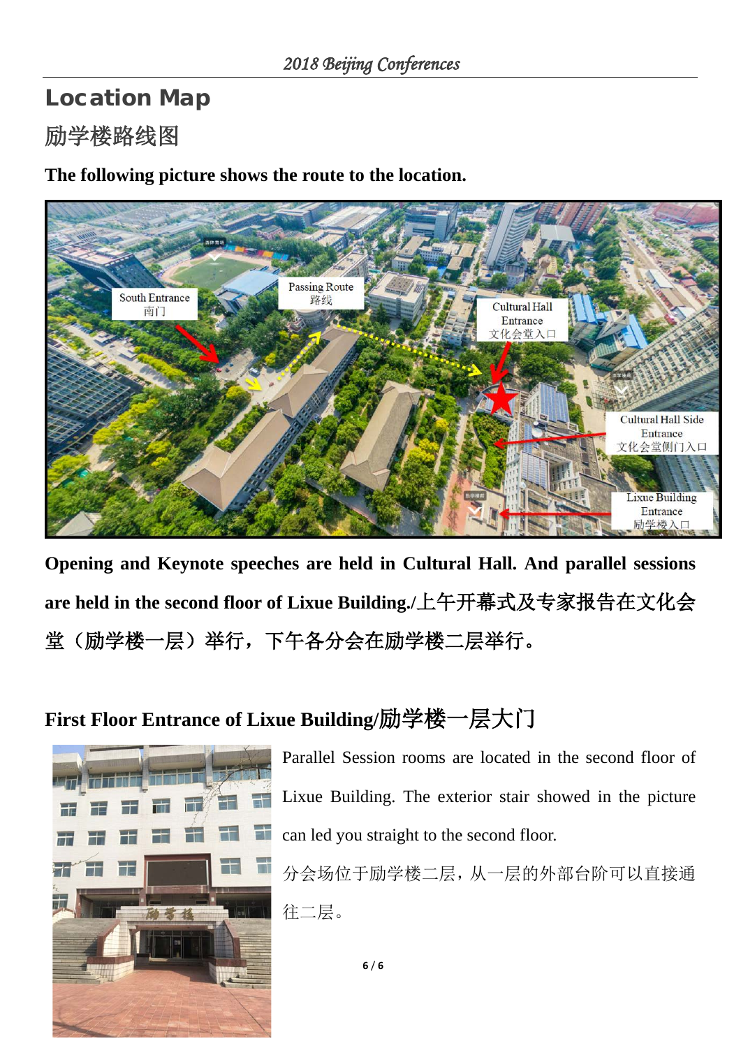# Location Map

## 励学楼路线图

**The following picture shows the route to the location.**

South Entrance
南门

Passing Route
路线

Cultural Hall Entrance
文化会堂入口

Cultural Hall Side Entrance
文化会堂侧门入口

Lixue Building Entrance
励学楼入口

**Opening and Keynote speeches are held in Cultural Hall. And parallel sessions are held in the second floor of Lixue Building./上午开幕式及专家报告在文化会堂（励学楼一层）举行，下午各分会在励学楼二层举行。**

## First Floor Entrance of Lixue Building/励学楼一层大门

Parallel Session rooms are located in the second floor of Lixue Building. The exterior stair showed in the picture can led you straight to the second floor.

分会场位于励学楼二层，从一层的外部台阶可以直接通往二层。